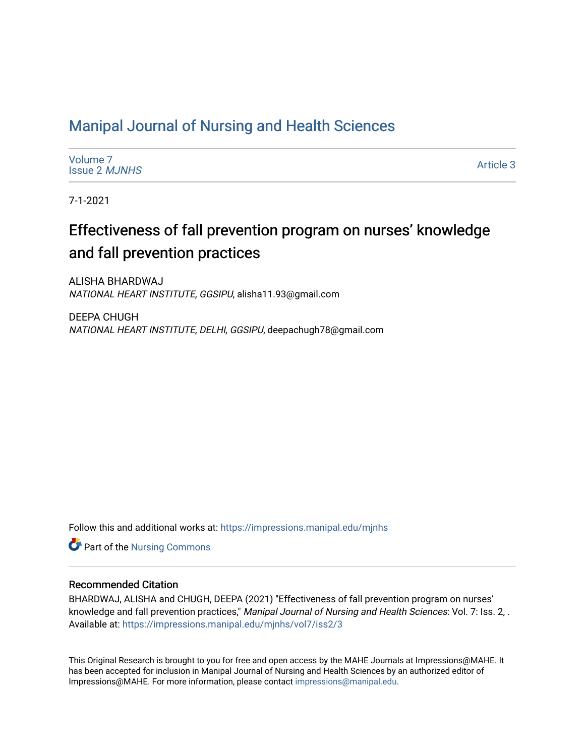# Manipal Journal of Nursing and Health Sciences

Volume 7
Issue 2 *MJNHS*

Article 3

7-1-2021

## Effectiveness of fall prevention program on nurses' knowledge and fall prevention practices

ALISHA BHARDWAJ
*NATIONAL HEART INSTITUTE, GGSIPU*, alisha11.93@gmail.com

DEEPA CHUGH
*NATIONAL HEART INSTITUTE, DELHI, GGSIPU*, deepachugh78@gmail.com

Follow this and additional works at: https://impressions.manipal.edu/mjnhs

Part of the Nursing Commons

### Recommended Citation

BHARDWAJ, ALISHA and CHUGH, DEEPA (2021) "Effectiveness of fall prevention program on nurses' knowledge and fall prevention practices," *Manipal Journal of Nursing and Health Sciences*: Vol. 7: Iss. 2, .
Available at: https://impressions.manipal.edu/mjnhs/vol7/iss2/3

This Original Research is brought to you for free and open access by the MAHE Journals at Impressions@MAHE. It has been accepted for inclusion in Manipal Journal of Nursing and Health Sciences by an authorized editor of Impressions@MAHE. For more information, please contact impressions@manipal.edu.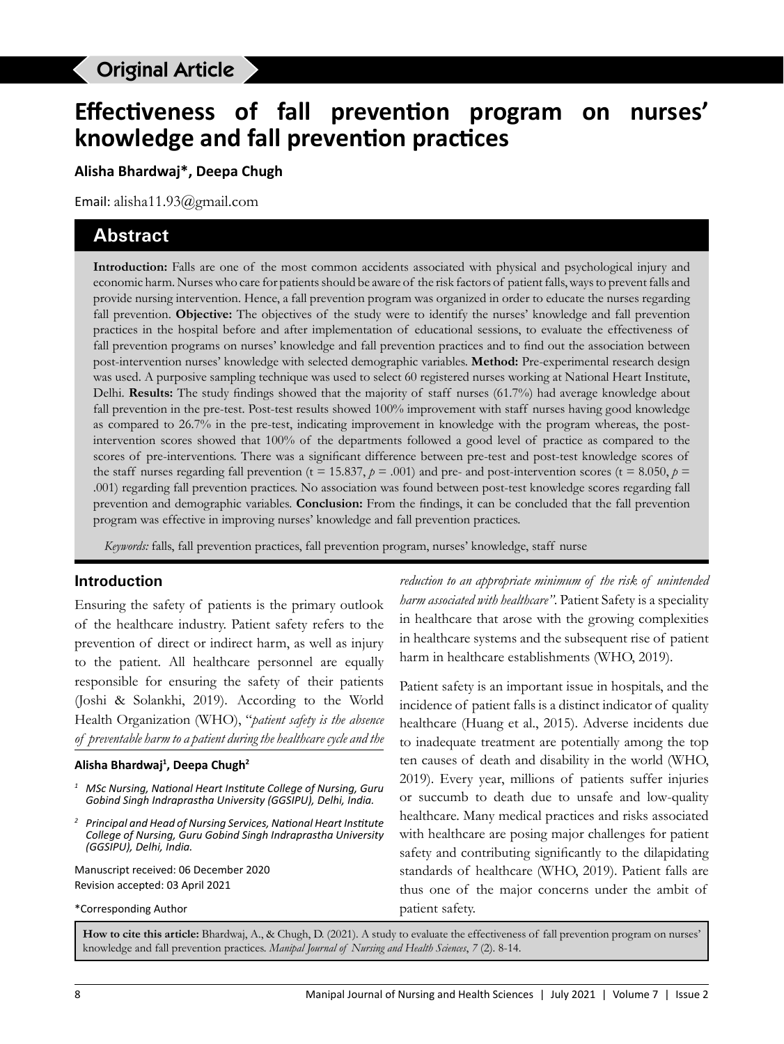Original Article

# Effectiveness of fall prevention program on nurses' knowledge and fall prevention practices

**Alisha Bhardwaj\*, Deepa Chugh**

Email: alisha11.93@gmail.com

## Abstract

**Introduction:** Falls are one of the most common accidents associated with physical and psychological injury and economic harm. Nurses who care for patients should be aware of the risk factors of patient falls, ways to prevent falls and provide nursing intervention. Hence, a fall prevention program was organized in order to educate the nurses regarding fall prevention. **Objective:** The objectives of the study were to identify the nurses' knowledge and fall prevention practices in the hospital before and after implementation of educational sessions, to evaluate the effectiveness of fall prevention programs on nurses' knowledge and fall prevention practices and to find out the association between post-intervention nurses' knowledge with selected demographic variables. **Method:** Pre-experimental research design was used. A purposive sampling technique was used to select 60 registered nurses working at National Heart Institute, Delhi. **Results:** The study findings showed that the majority of staff nurses (61.7%) had average knowledge about fall prevention in the pre-test. Post-test results showed 100% improvement with staff nurses having good knowledge as compared to 26.7% in the pre-test, indicating improvement in knowledge with the program whereas, the post-intervention scores showed that 100% of the departments followed a good level of practice as compared to the scores of pre-interventions. There was a significant difference between pre-test and post-test knowledge scores of the staff nurses regarding fall prevention ($t = 15.837$, $p = .001$) and pre- and post-intervention scores ($t = 8.050$, $p = .001$) regarding fall prevention practices. No association was found between post-test knowledge scores regarding fall prevention and demographic variables. **Conclusion:** From the findings, it can be concluded that the fall prevention program was effective in improving nurses' knowledge and fall prevention practices.

*Keywords:* falls, fall prevention practices, fall prevention program, nurses' knowledge, staff nurse

## Introduction

Ensuring the safety of patients is the primary outlook of the healthcare industry. Patient safety refers to the prevention of direct or indirect harm, as well as injury to the patient. All healthcare personnel are equally responsible for ensuring the safety of their patients (Joshi & Solankhi, 2019). According to the World Health Organization (WHO), "*patient safety is the absence of preventable harm to a patient during the healthcare cycle and the reduction to an appropriate minimum of the risk of unintended harm associated with healthcare*". Patient Safety is a speciality in healthcare that arose with the growing complexities in healthcare systems and the subsequent rise of patient harm in healthcare establishments (WHO, 2019).

Patient safety is an important issue in hospitals, and the incidence of patient falls is a distinct indicator of quality healthcare (Huang et al., 2015). Adverse incidents due to inadequate treatment are potentially among the top ten causes of death and disability in the world (WHO, 2019). Every year, millions of patients suffer injuries or succumb to death due to unsafe and low-quality healthcare. Many medical practices and risks associated with healthcare are posing major challenges for patient safety and contributing significantly to the dilapidating standards of healthcare (WHO, 2019). Patient falls are thus one of the major concerns under the ambit of patient safety.

**Alisha Bhardwaj[1], Deepa Chugh[2]**

[1] *MSc Nursing, National Heart Institute College of Nursing, Guru Gobind Singh Indraprastha University (GGSIPU), Delhi, India.*

[2] *Principal and Head of Nursing Services, National Heart Institute College of Nursing, Guru Gobind Singh Indraprastha University (GGSIPU), Delhi, India.*

Manuscript received: 06 December 2020
Revision accepted: 03 April 2021

\*Corresponding Author

**How to cite this article:** Bhardwaj, A., & Chugh, D. (2021). A study to evaluate the effectiveness of fall prevention program on nurses' knowledge and fall prevention practices. *Manipal Journal of Nursing and Health Sciences*, *7* (2). 8-14.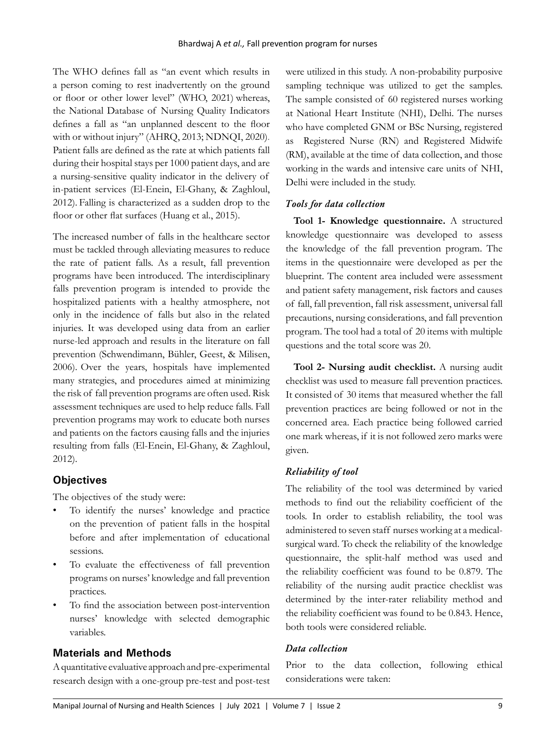The WHO defines fall as "an event which results in a person coming to rest inadvertently on the ground or floor or other lower level" (WHO, 2021) whereas, the National Database of Nursing Quality Indicators defines a fall as "an unplanned descent to the floor with or without injury" (AHRQ, 2013; NDNQI, 2020). Patient falls are defined as the rate at which patients fall during their hospital stays per 1000 patient days, and are a nursing-sensitive quality indicator in the delivery of in-patient services (El-Enein, El-Ghany, & Zaghloul, 2012). Falling is characterized as a sudden drop to the floor or other flat surfaces (Huang et al., 2015).

The increased number of falls in the healthcare sector must be tackled through alleviating measures to reduce the rate of patient falls. As a result, fall prevention programs have been introduced. The interdisciplinary falls prevention program is intended to provide the hospitalized patients with a healthy atmosphere, not only in the incidence of falls but also in the related injuries. It was developed using data from an earlier nurse-led approach and results in the literature on fall prevention (Schwendimann, Bühler, Geest, & Milisen, 2006). Over the years, hospitals have implemented many strategies, and procedures aimed at minimizing the risk of fall prevention programs are often used. Risk assessment techniques are used to help reduce falls. Fall prevention programs may work to educate both nurses and patients on the factors causing falls and the injuries resulting from falls (El-Enein, El-Ghany, & Zaghloul, 2012).

## Objectives

The objectives of the study were:

- To identify the nurses' knowledge and practice on the prevention of patient falls in the hospital before and after implementation of educational sessions.
- To evaluate the effectiveness of fall prevention programs on nurses' knowledge and fall prevention practices.
- To find the association between post-intervention nurses' knowledge with selected demographic variables.

## Materials and Methods

A quantitative evaluative approach and pre-experimental research design with a one-group pre-test and post-test were utilized in this study. A non-probability purposive sampling technique was utilized to get the samples. The sample consisted of 60 registered nurses working at National Heart Institute (NHI), Delhi. The nurses who have completed GNM or BSc Nursing, registered as Registered Nurse (RN) and Registered Midwife (RM), available at the time of data collection, and those working in the wards and intensive care units of NHI, Delhi were included in the study.

### *Tools for data collection*

**Tool 1- Knowledge questionnaire.** A structured knowledge questionnaire was developed to assess the knowledge of the fall prevention program. The items in the questionnaire were developed as per the blueprint. The content area included were assessment and patient safety management, risk factors and causes of fall, fall prevention, fall risk assessment, universal fall precautions, nursing considerations, and fall prevention program. The tool had a total of 20 items with multiple questions and the total score was 20.

**Tool 2- Nursing audit checklist.** A nursing audit checklist was used to measure fall prevention practices. It consisted of 30 items that measured whether the fall prevention practices are being followed or not in the concerned area. Each practice being followed carried one mark whereas, if it is not followed zero marks were given.

### *Reliability of tool*

The reliability of the tool was determined by varied methods to find out the reliability coefficient of the tools. In order to establish reliability, the tool was administered to seven staff nurses working at a medical-surgical ward. To check the reliability of the knowledge questionnaire, the split-half method was used and the reliability coefficient was found to be 0.879. The reliability of the nursing audit practice checklist was determined by the inter-rater reliability method and the reliability coefficient was found to be 0.843. Hence, both tools were considered reliable.

### *Data collection*

Prior to the data collection, following ethical considerations were taken: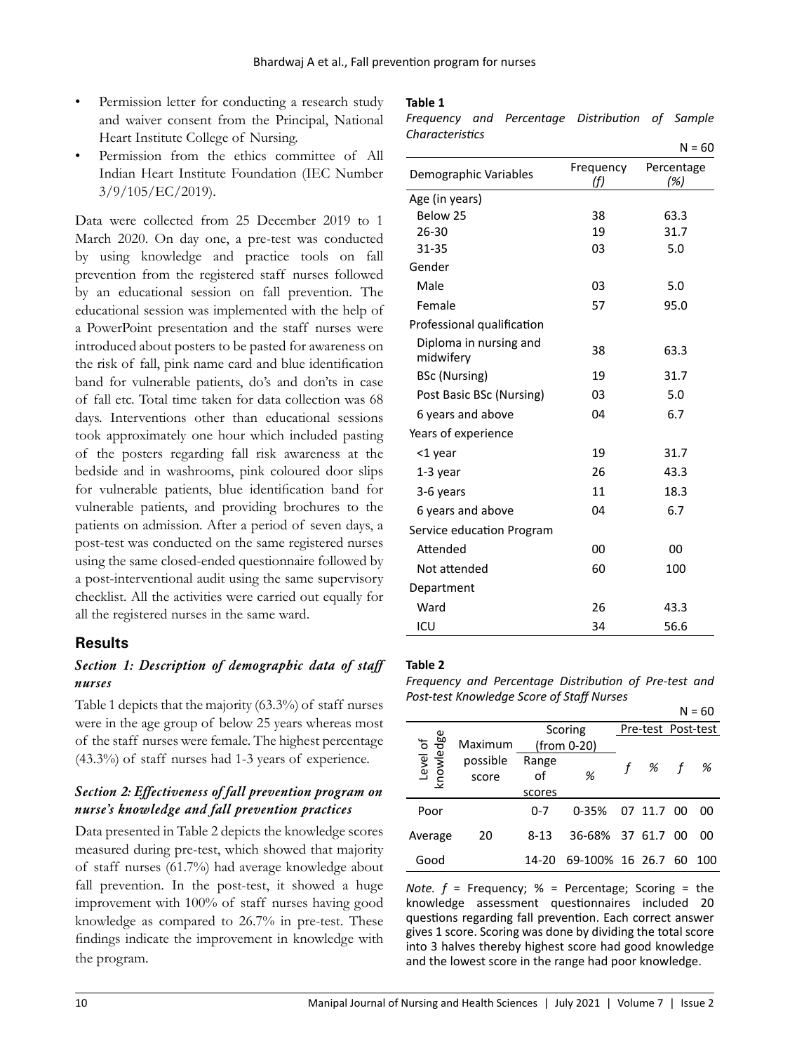- Permission letter for conducting a research study and waiver consent from the Principal, National Heart Institute College of Nursing.
- Permission from the ethics committee of All Indian Heart Institute Foundation (IEC Number 3/9/105/EC/2019).

Data were collected from 25 December 2019 to 1 March 2020. On day one, a pre-test was conducted by using knowledge and practice tools on fall prevention from the registered staff nurses followed by an educational session on fall prevention. The educational session was implemented with the help of a PowerPoint presentation and the staff nurses were introduced about posters to be pasted for awareness on the risk of fall, pink name card and blue identification band for vulnerable patients, do's and don'ts in case of fall etc. Total time taken for data collection was 68 days. Interventions other than educational sessions took approximately one hour which included pasting of the posters regarding fall risk awareness at the bedside and in washrooms, pink coloured door slips for vulnerable patients, blue identification band for vulnerable patients, and providing brochures to the patients on admission. After a period of seven days, a post-test was conducted on the same registered nurses using the same closed-ended questionnaire followed by a post-interventional audit using the same supervisory checklist. All the activities were carried out equally for all the registered nurses in the same ward.

## Results

### *Section 1: Description of demographic data of staff nurses*

Table 1 depicts that the majority (63.3%) of staff nurses were in the age group of below 25 years whereas most of the staff nurses were female. The highest percentage (43.3%) of staff nurses had 1-3 years of experience.

### *Section 2: Effectiveness of fall prevention program on nurse's knowledge and fall prevention practices*

Data presented in Table 2 depicts the knowledge scores measured during pre-test, which showed that majority of staff nurses (61.7%) had average knowledge about fall prevention. In the post-test, it showed a huge improvement with 100% of staff nurses having good knowledge as compared to 26.7% in pre-test. These findings indicate the improvement in knowledge with the program.

**Table 1**

*Frequency and Percentage Distribution of Sample Characteristics*

N = 60

| Demographic Variables | Frequency (*f*) | Percentage (%) |
|---|---|---|
| Age (in years) | | |
| Below 25 | 38 | 63.3 |
| 26-30 | 19 | 31.7 |
| 31-35 | 03 | 5.0 |
| Gender | | |
| Male | 03 | 5.0 |
| Female | 57 | 95.0 |
| Professional qualification | | |
| Diploma in nursing and midwifery | 38 | 63.3 |
| BSc (Nursing) | 19 | 31.7 |
| Post Basic BSc (Nursing) | 03 | 5.0 |
| 6 years and above | 04 | 6.7 |
| Years of experience | | |
| <1 year | 19 | 31.7 |
| 1-3 year | 26 | 43.3 |
| 3-6 years | 11 | 18.3 |
| 6 years and above | 04 | 6.7 |
| Service education Program | | |
| Attended | 00 | 00 |
| Not attended | 60 | 100 |
| Department | | |
| Ward | 26 | 43.3 |
| ICU | 34 | 56.6 |

**Table 2**

*Frequency and Percentage Distribution of Pre-test and Post-test Knowledge Score of Staff Nurses*

N = 60

| Level of knowledge | Maximum possible score | Scoring (from 0-20) | | Pre-test | | Post-test | |
|---|---|---|---|---|---|---|---|
| | | Range of scores | % | *f* | % | *f* | % |
| Poor | 20 | 0-7 | 0-35% | 07 | 11.7 | 00 | 00 |
| Average | | 8-13 | 36-68% | 37 | 61.7 | 00 | 00 |
| Good | | 14-20 | 69-100% | 16 | 26.7 | 60 | 100 |

*Note. f* = Frequency; % = Percentage; Scoring = the knowledge assessment questionnaires included 20 questions regarding fall prevention. Each correct answer gives 1 score. Scoring was done by dividing the total score into 3 halves thereby highest score had good knowledge and the lowest score in the range had poor knowledge.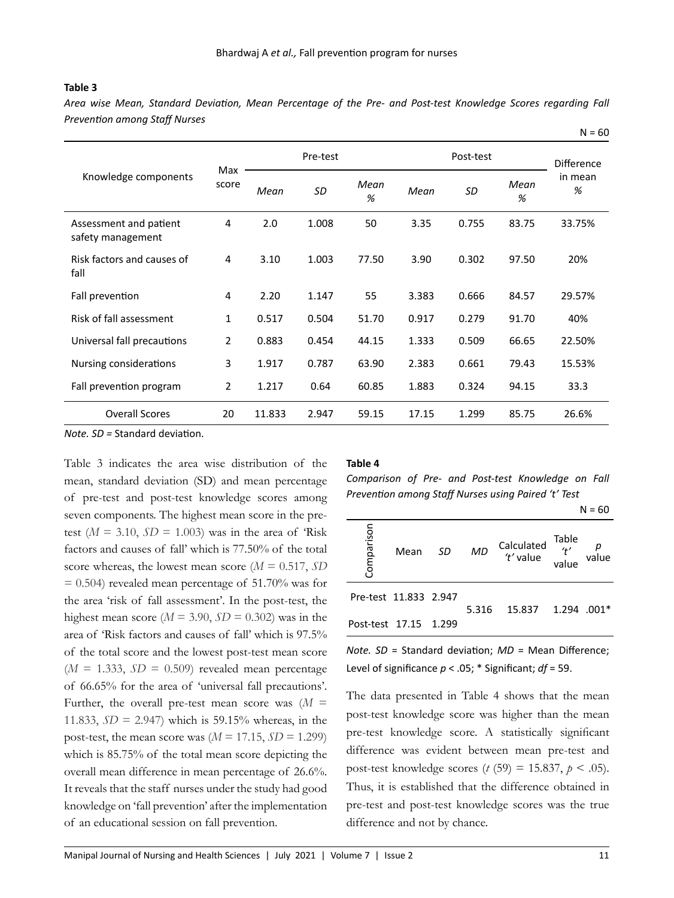**Table 3**

*Area wise Mean, Standard Deviation, Mean Percentage of the Pre- and Post-test Knowledge Scores regarding Fall Prevention among Staff Nurses*

N = 60

| Knowledge components | Max score | Pre-test | | | Post-test | | | Difference in mean % |
|---|---|---|---|---|---|---|---|---|
| | | *Mean* | *SD* | *Mean %* | *Mean* | *SD* | *Mean %* | |
| Assessment and patient safety management | 4 | 2.0 | 1.008 | 50 | 3.35 | 0.755 | 83.75 | 33.75% |
| Risk factors and causes of fall | 4 | 3.10 | 1.003 | 77.50 | 3.90 | 0.302 | 97.50 | 20% |
| Fall prevention | 4 | 2.20 | 1.147 | 55 | 3.383 | 0.666 | 84.57 | 29.57% |
| Risk of fall assessment | 1 | 0.517 | 0.504 | 51.70 | 0.917 | 0.279 | 91.70 | 40% |
| Universal fall precautions | 2 | 0.883 | 0.454 | 44.15 | 1.333 | 0.509 | 66.65 | 22.50% |
| Nursing considerations | 3 | 1.917 | 0.787 | 63.90 | 2.383 | 0.661 | 79.43 | 15.53% |
| Fall prevention program | 2 | 1.217 | 0.64 | 60.85 | 1.883 | 0.324 | 94.15 | 33.3 |
| Overall Scores | 20 | 11.833 | 2.947 | 59.15 | 17.15 | 1.299 | 85.75 | 26.6% |

*Note. SD* = Standard deviation.

Table 3 indicates the area wise distribution of the mean, standard deviation (SD) and mean percentage of pre-test and post-test knowledge scores among seven components. The highest mean score in the pre-test ($M = 3.10$, $SD = 1.003$) was in the area of 'Risk factors and causes of fall' which is 77.50% of the total score whereas, the lowest mean score ($M = 0.517$, $SD = 0.504$) revealed mean percentage of 51.70% was for the area 'risk of fall assessment'. In the post-test, the highest mean score ($M = 3.90$, $SD = 0.302$) was in the area of 'Risk factors and causes of fall' which is 97.5% of the total score and the lowest post-test mean score ($M = 1.333$, $SD = 0.509$) revealed mean percentage of 66.65% for the area of 'universal fall precautions'. Further, the overall pre-test mean score was ($M = 11.833$, $SD = 2.947$) which is 59.15% whereas, in the post-test, the mean score was ($M = 17.15$, $SD = 1.299$) which is 85.75% of the total mean score depicting the overall mean difference in mean percentage of 26.6%. It reveals that the staff nurses under the study had good knowledge on 'fall prevention' after the implementation of an educational session on fall prevention.

**Table 4**

*Comparison of Pre- and Post-test Knowledge on Fall Prevention among Staff Nurses using Paired 't' Test*

N = 60

| Comparison | Mean | *SD* | *MD* | Calculated *'t'* value | Table *'t'* value | *p* value |
|---|---|---|---|---|---|---|
| Pre-test | 11.833 | 2.947 | 5.316 | 15.837 | 1.294 | .001* |
| Post-test | 17.15 | 1.299 | | | | |

*Note. SD* = Standard deviation; *MD* = Mean Difference; Level of significance $p < .05$; * Significant; $df = 59$.

The data presented in Table 4 shows that the mean post-test knowledge score was higher than the mean pre-test knowledge score. A statistically significant difference was evident between mean pre-test and post-test knowledge scores ($t(59) = 15.837$, $p < .05$). Thus, it is established that the difference obtained in pre-test and post-test knowledge scores was the true difference and not by chance.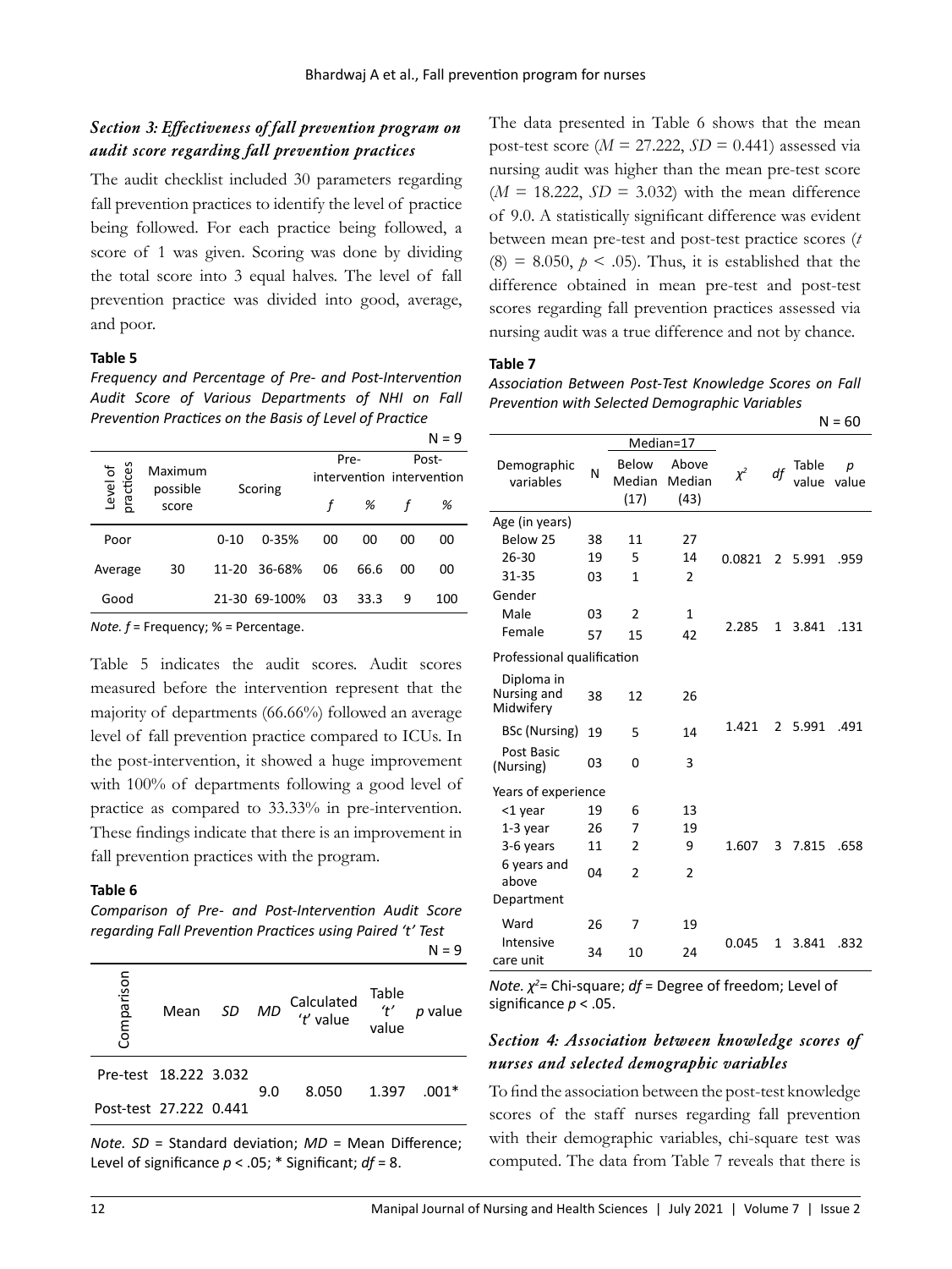### *Section 3: Effectiveness of fall prevention program on audit score regarding fall prevention practices*

The audit checklist included 30 parameters regarding fall prevention practices to identify the level of practice being followed. For each practice being followed, a score of 1 was given. Scoring was done by dividing the total score into 3 equal halves. The level of fall prevention practice was divided into good, average, and poor.

**Table 5**

*Frequency and Percentage of Pre- and Post-Intervention Audit Score of Various Departments of NHI on Fall Prevention Practices on the Basis of Level of Practice*

N = 9

| Level of practices | Maximum possible score | Scoring | | Pre-intervention | | Post-intervention | |
|---|---|---|---|---|---|---|---|
| | | | | *f* | *%* | *f* | *%* |
| Poor | 30 | 0-10 | 0-35% | 00 | 00 | 00 | 00 |
| Average | | 11-20 | 36-68% | 06 | 66.6 | 00 | 00 |
| Good | | 21-30 | 69-100% | 03 | 33.3 | 9 | 100 |

*Note. f* = Frequency; % = Percentage.

Table 5 indicates the audit scores. Audit scores measured before the intervention represent that the majority of departments (66.66%) followed an average level of fall prevention practice compared to ICUs. In the post-intervention, it showed a huge improvement with 100% of departments following a good level of practice as compared to 33.33% in pre-intervention. These findings indicate that there is an improvement in fall prevention practices with the program.

**Table 6**

*Comparison of Pre- and Post-Intervention Audit Score regarding Fall Prevention Practices using Paired 't' Test*

N = 9

| Comparison | Mean | *SD* | *MD* | Calculated *'t'* value | Table *'t'* value | *p* value |
|---|---|---|---|---|---|---|
| Pre-test | 18.222 | 3.032 | 9.0 | 8.050 | 1.397 | .001* |
| Post-test | 27.222 | 0.441 | | | | |

*Note. SD* = Standard deviation; *MD* = Mean Difference; Level of significance $p < .05$; * Significant; $df = 8$.

The data presented in Table 6 shows that the mean post-test score ($M = 27.222$, $SD = 0.441$) assessed via nursing audit was higher than the mean pre-test score ($M = 18.222$, $SD = 3.032$) with the mean difference of 9.0. A statistically significant difference was evident between mean pre-test and post-test practice scores ($t(8) = 8.050$, $p < .05$). Thus, it is established that the difference obtained in mean pre-test and post-test scores regarding fall prevention practices assessed via nursing audit was a true difference and not by chance.

**Table 7**

*Association Between Post-Test Knowledge Scores on Fall Prevention with Selected Demographic Variables*

N = 60

| Demographic variables | N | Median=17 Below Median (17) | Above Median (43) | $\chi^2$ | *df* | Table value | *p* value |
|---|---|---|---|---|---|---|---|
| Age (in years) | | | | | | | |
| Below 25 | 38 | 11 | 27 | 0.0821 | 2 | 5.991 | .959 |
| 26-30 | 19 | 5 | 14 | | | | |
| 31-35 | 03 | 1 | 2 | | | | |
| Gender | | | | | | | |
| Male | 03 | 2 | 1 | 2.285 | 1 | 3.841 | .131 |
| Female | 57 | 15 | 42 | | | | |
| Professional qualification | | | | | | | |
| Diploma in Nursing and Midwifery | 38 | 12 | 26 | 1.421 | 2 | 5.991 | .491 |
| BSc (Nursing) | 19 | 5 | 14 | | | | |
| Post Basic (Nursing) | 03 | 0 | 3 | | | | |
| Years of experience | | | | | | | |
| <1 year | 19 | 6 | 13 | 1.607 | 3 | 7.815 | .658 |
| 1-3 year | 26 | 7 | 19 | | | | |
| 3-6 years | 11 | 2 | 9 | | | | |
| 6 years and above | 04 | 2 | 2 | | | | |
| Department | | | | | | | |
| Ward | 26 | 7 | 19 | 0.045 | 1 | 3.841 | .832 |
| Intensive care unit | 34 | 10 | 24 | | | | |

*Note.* $\chi^2$= Chi-square; *df* = Degree of freedom; Level of significance $p < .05$.

### *Section 4: Association between knowledge scores of nurses and selected demographic variables*

To find the association between the post-test knowledge scores of the staff nurses regarding fall prevention with their demographic variables, chi-square test was computed. The data from Table 7 reveals that there is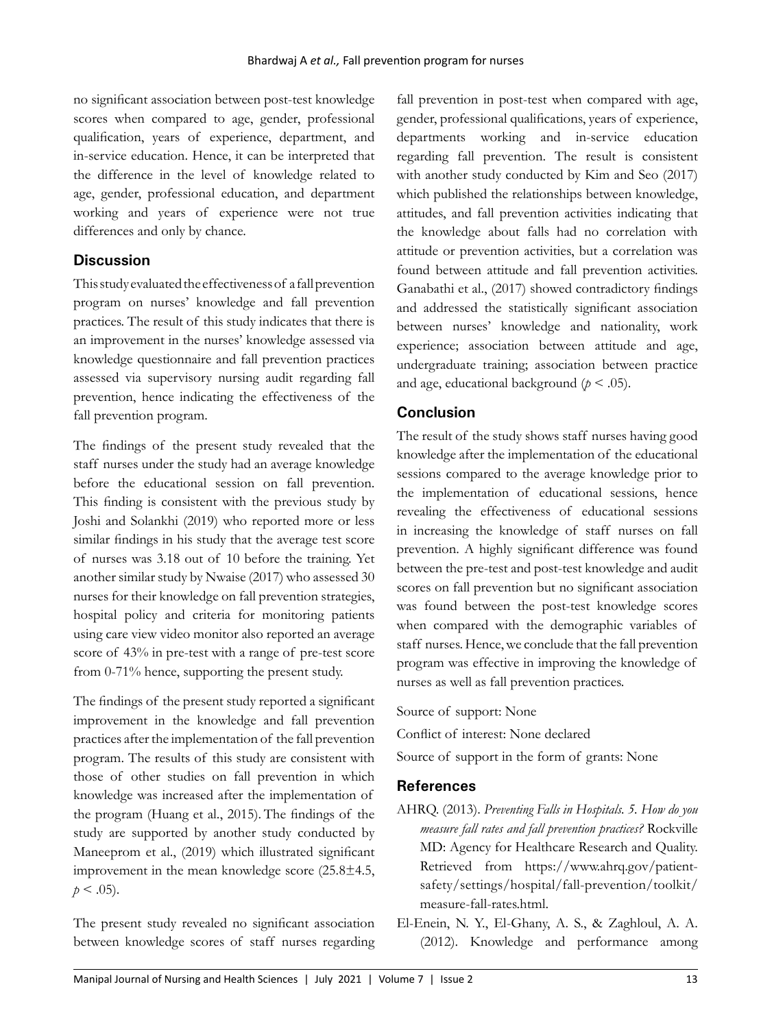no significant association between post-test knowledge scores when compared to age, gender, professional qualification, years of experience, department, and in-service education. Hence, it can be interpreted that the difference in the level of knowledge related to age, gender, professional education, and department working and years of experience were not true differences and only by chance.

## Discussion

This study evaluated the effectiveness of a fall prevention program on nurses' knowledge and fall prevention practices. The result of this study indicates that there is an improvement in the nurses' knowledge assessed via knowledge questionnaire and fall prevention practices assessed via supervisory nursing audit regarding fall prevention, hence indicating the effectiveness of the fall prevention program.

The findings of the present study revealed that the staff nurses under the study had an average knowledge before the educational session on fall prevention. This finding is consistent with the previous study by Joshi and Solankhi (2019) who reported more or less similar findings in his study that the average test score of nurses was 3.18 out of 10 before the training. Yet another similar study by Nwaise (2017) who assessed 30 nurses for their knowledge on fall prevention strategies, hospital policy and criteria for monitoring patients using care view video monitor also reported an average score of 43% in pre-test with a range of pre-test score from 0-71% hence, supporting the present study.

The findings of the present study reported a significant improvement in the knowledge and fall prevention practices after the implementation of the fall prevention program. The results of this study are consistent with those of other studies on fall prevention in which knowledge was increased after the implementation of the program (Huang et al., 2015). The findings of the study are supported by another study conducted by Maneeprom et al., (2019) which illustrated significant improvement in the mean knowledge score (25.8±4.5, $p < .05$).

The present study revealed no significant association between knowledge scores of staff nurses regarding fall prevention in post-test when compared with age, gender, professional qualifications, years of experience, departments working and in-service education regarding fall prevention. The result is consistent with another study conducted by Kim and Seo (2017) which published the relationships between knowledge, attitudes, and fall prevention activities indicating that the knowledge about falls had no correlation with attitude or prevention activities, but a correlation was found between attitude and fall prevention activities. Ganabathi et al., (2017) showed contradictory findings and addressed the statistically significant association between nurses' knowledge and nationality, work experience; association between attitude and age, undergraduate training; association between practice and age, educational background ($p < .05$).

## Conclusion

The result of the study shows staff nurses having good knowledge after the implementation of the educational sessions compared to the average knowledge prior to the implementation of educational sessions, hence revealing the effectiveness of educational sessions in increasing the knowledge of staff nurses on fall prevention. A highly significant difference was found between the pre-test and post-test knowledge and audit scores on fall prevention but no significant association was found between the post-test knowledge scores when compared with the demographic variables of staff nurses. Hence, we conclude that the fall prevention program was effective in improving the knowledge of nurses as well as fall prevention practices.

Source of support: None

Conflict of interest: None declared

Source of support in the form of grants: None

## References

AHRQ. (2013). *Preventing Falls in Hospitals. 5. How do you measure fall rates and fall prevention practices?* Rockville MD: Agency for Healthcare Research and Quality. Retrieved from https://www.ahrq.gov/patient-safety/settings/hospital/fall-prevention/toolkit/measure-fall-rates.html.

El-Enein, N. Y., El-Ghany, A. S., & Zaghloul, A. A. (2012). Knowledge and performance among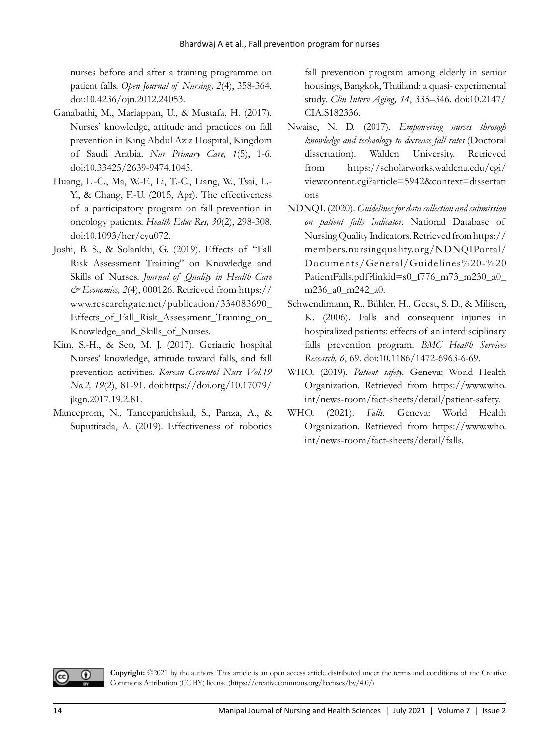nurses before and after a training programme on patient falls. *Open Journal of Nursing, 2*(4), 358-364. doi:10.4236/ojn.2012.24053.

Ganabathi, M., Mariappan, U., & Mustafa, H. (2017). Nurses' knowledge, attitude and practices on fall prevention in King Abdul Aziz Hospital, Kingdom of Saudi Arabia. *Nur Primary Care, 1*(5), 1-6. doi:10.33425/2639-9474.1045.

Huang, L.-C., Ma, W.-F., Li, T.-C., Liang, W., Tsai, L.-Y., & Chang, F.-U. (2015, Apr). The effectiveness of a participatory program on fall prevention in oncology patients. *Health Educ Res, 30*(2), 298-308. doi:10.1093/her/cyu072.

Joshi, B. S., & Solankhi, G. (2019). Effects of "Fall Risk Assessment Training" on Knowledge and Skills of Nurses. *Journal of Quality in Health Care & Economics, 2*(4), 000126. Retrieved from https://www.researchgate.net/publication/334083690_Effects_of_Fall_Risk_Assessment_Training_on_Knowledge_and_Skills_of_Nurses.

Kim, S.-H., & Seo, M. J. (2017). Geriatric hospital Nurses' knowledge, attitude toward falls, and fall prevention activities. *Korean Gerontol Nurs Vol.19 No.2, 19*(2), 81-91. doi:https://doi.org/10.17079/jkgn.2017.19.2.81.

Maneeprom, N., Taneepanichskul, S., Panza, A., & Suputtitada, A. (2019). Effectiveness of robotics fall prevention program among elderly in senior housings, Bangkok, Thailand: a quasi- experimental study. *Clin Interv Aging, 14*, 335–346. doi:10.2147/CIA.S182336.

Nwaise, N. D. (2017). *Empowering nurses through knowledge and technology to decrease fall rates* (Doctoral dissertation). Walden University. Retrieved from https://scholarworks.waldenu.edu/cgi/viewcontent.cgi?article=5942&context=dissertations

NDNQI. (2020). *Guidelines for data collection and submission on patient falls Indicator*. National Database of Nursing Quality Indicators. Retrieved from https://members.nursingquality.org/NDNQIPortal/Documents/General/Guidelines%20-%20PatientFalls.pdf?linkid=s0_f776_m73_m230_a0_m236_a0_m242_a0.

Schwendimann, R., Bühler, H., Geest, S. D., & Milisen, K. (2006). Falls and consequent injuries in hospitalized patients: effects of an interdisciplinary falls prevention program. *BMC Health Services Research, 6*, 69. doi:10.1186/1472-6963-6-69.

WHO. (2019). *Patient safety*. Geneva: World Health Organization. Retrieved from https://www.who.int/news-room/fact-sheets/detail/patient-safety.

WHO. (2021). *Falls*. Geneva: World Health Organization. Retrieved from https://www.who.int/news-room/fact-sheets/detail/falls.

**Copyright:** ©2021 by the authors. This article is an open access article distributed under the terms and conditions of the Creative Commons Attribution (CC BY) license (https://creativecommons.org/licenses/by/4.0/)